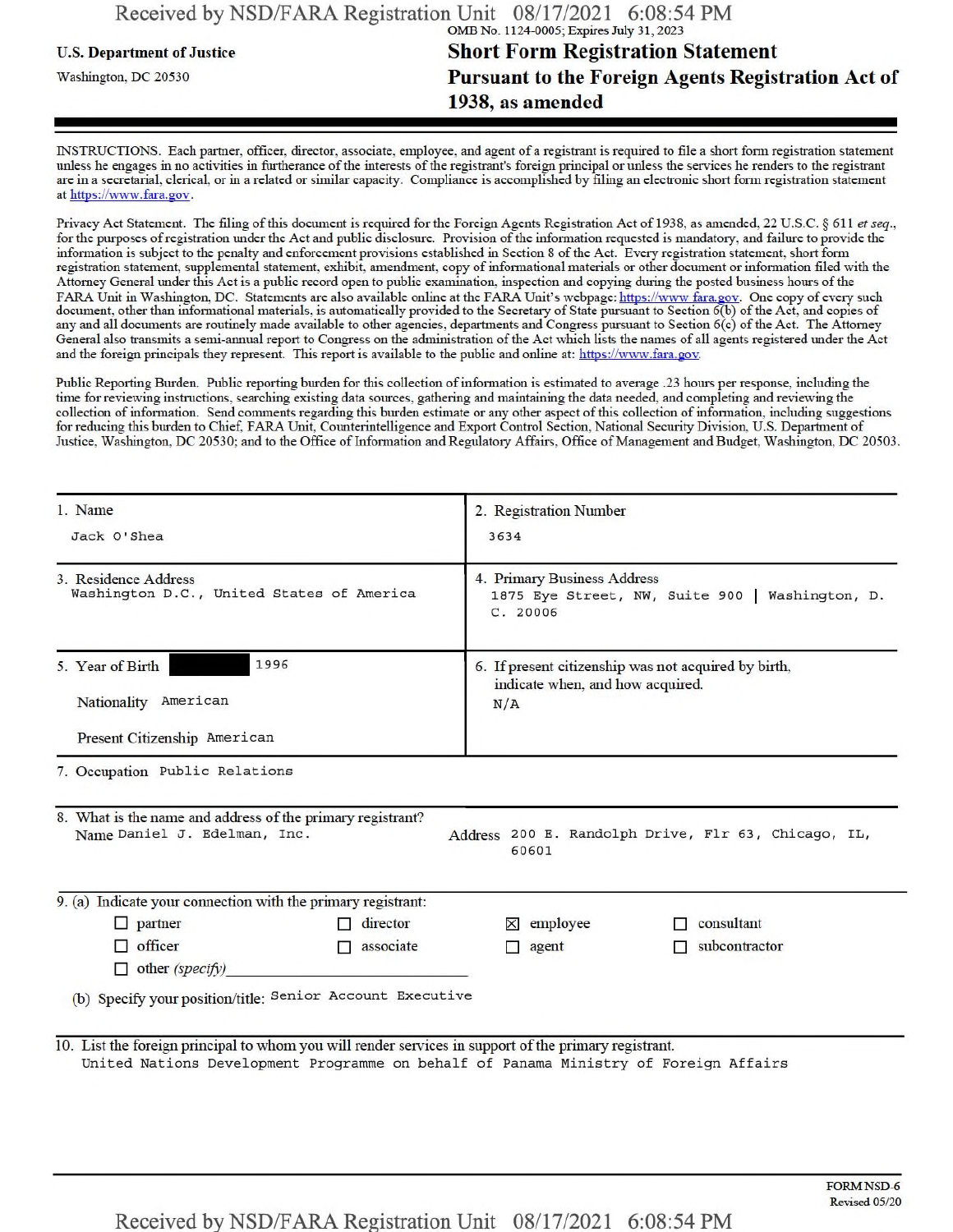OMB No. 1124-0005; Expires July 31, 2023

**U.S. Department of Justice**

Washington, DC 20530

# Short Form Registration Statement Pursuant to the Foreign Agents Registration Act of 1938, as amended

INSTRUCTIONS. Each partner, officer, director, associate, employee, and agent of a registrant is required to file a short form registration statement unless he engages in no activities in furtherance of the interests of the registrant's foreign principal or unless the services he renders to the registrant are in a secretarial, clerical, or in a related or similar capacity. Compliance is accomplished by filing an electronic short form registration statement at https://www.fara.gov.

Privacy Act Statement. The filing of this document is required for the Foreign Agents Registration Act of 1938, as amended, 22 U.S.C. § 611 *et seq.*, for the purposes of registration under the Act and public disclosure. Provision of the information requested is mandatory, and failure to provide the information is subject to the penalty and enforcement provisions established in Section 8 of the Act. Every registration statement, short form registration statement, supplemental statement, exhibit, amendment, copy of informational materials or other document or information filed with the Attorney General under this Act is a public record open to public examination, inspection and copying during the posted business hours of the FARA Unit in Washington, DC. Statements are also available online at the FARA Unit's webpage: https://www.fara.gov. One copy of every such document, other than informational materials, is automatically provided to the Secretary of State pursuant to Section 6(b) of the Act, and copies of any and all documents are routinely made available to other agencies, departments and Congress pursuant to Section 6(c) of the Act. The Attorney General also transmits a semi-annual report to Congress on the administration of the Act which lists the names of all agents registered under the Act and the foreign principals they represent. This report is available to the public and online at: https://www.fara.gov.

Public Reporting Burden. Public reporting burden for this collection of information is estimated to average .23 hours per response, including the time for reviewing instructions, searching existing data sources, gathering and maintaining the data needed, and completing and reviewing the collection of information. Send comments regarding this burden estimate or any other aspect of this collection of information, including suggestions for reducing this burden to Chief, FARA Unit, Counterintelligence and Export Control Section, National Security Division, U.S. Department of Justice, Washington, DC 20530; and to the Office of Information and Regulatory Affairs, Office of Management and Budget, Washington, DC 20503.

| | |
|---|---|
| 1. Name<br>Jack O'Shea | 2. Registration Number<br>3634 |
| 3. Residence Address<br>Washington D.C., United States of America | 4. Primary Business Address<br>1875 Eye Street, NW, Suite 900 \| Washington, D.C. 20006 |
| 5. Year of Birth [REDACTED] 1996<br>Nationality American<br>Present Citizenship American | 6. If present citizenship was not acquired by birth, indicate when, and how acquired.<br>N/A |

7. Occupation Public Relations

8. What is the name and address of the primary registrant?
Name Daniel J. Edelman, Inc.
Address 200 E. Randolph Drive, Flr 63, Chicago, IL, 60601

9. (a) Indicate your connection with the primary registrant:

- ☐ partner
- ☐ director
- ☒ employee
- ☐ consultant
- ☐ officer
- ☐ associate
- ☐ agent
- ☐ subcontractor
- ☐ other *(specify)*

(b) Specify your position/title: Senior Account Executive

10. List the foreign principal to whom you will render services in support of the primary registrant.
United Nations Development Programme on behalf of Panama Ministry of Foreign Affairs

FORM NSD-6
Revised 05/20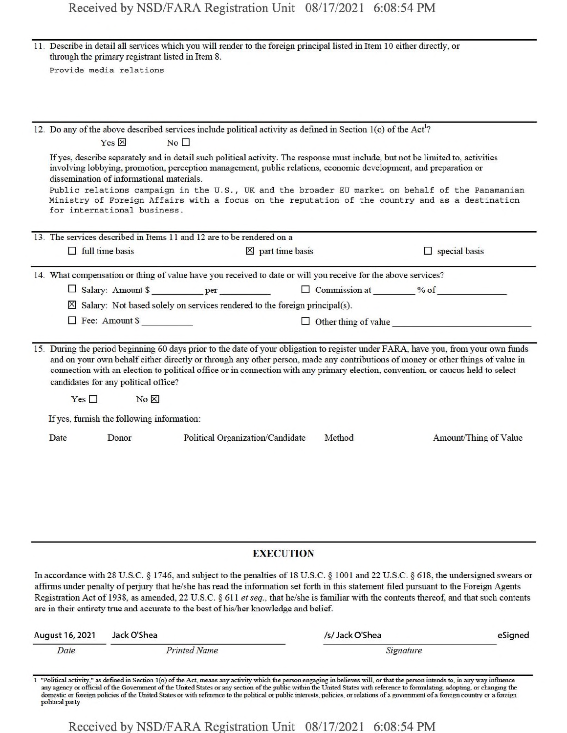11. Describe in detail all services which you will render to the foreign principal listed in Item 10 either directly, or through the primary registrant listed in Item 8.

```
Provide media relations
```

12. Do any of the above described services include political activity as defined in Section 1(o) of the Act[1]?

Yes ☒ No ☐

If yes, describe separately and in detail such political activity. The response must include, but not be limited to, activities involving lobbying, promotion, perception management, public relations, economic development, and preparation or dissemination of informational materials.

```
Public relations campaign in the U.S., UK and the broader EU market on behalf of the Panamanian
Ministry of Foreign Affairs with a focus on the reputation of the country and as a destination
for international business.
```

13. The services described in Items 11 and 12 are to be rendered on a

☐ full time basis ☒ part time basis ☐ special basis

14. What compensation or thing of value have you received to date or will you receive for the above services?

☐ Salary: Amount $ ________ per ________ ☐ Commission at ________ % of ________

☒ Salary: Not based solely on services rendered to the foreign principal(s).

☐ Fee: Amount $ ________ ☐ Other thing of value ________

15. During the period beginning 60 days prior to the date of your obligation to register under FARA, have you, from your own funds and on your own behalf either directly or through any other person, made any contributions of money or other things of value in connection with an election to political office or in connection with any primary election, convention, or caucus held to select candidates for any political office?

Yes ☐ No ☒

If yes, furnish the following information:

| Date | Donor | Political Organization/Candidate | Method | Amount/Thing of Value |
|---|---|---|---|---|

## EXECUTION

In accordance with 28 U.S.C. § 1746, and subject to the penalties of 18 U.S.C. § 1001 and 22 U.S.C. § 618, the undersigned swears or affirms under penalty of perjury that he/she has read the information set forth in this statement filed pursuant to the Foreign Agents Registration Act of 1938, as amended, 22 U.S.C. § 611 *et seq.*, that he/she is familiar with the contents thereof, and that such contents are in their entirety true and accurate to the best of his/her knowledge and belief.

| Date | Printed Name | Signature | |
|---|---|---|---|
| August 16, 2021 | Jack O'Shea | /s/ Jack O'Shea | eSigned |

[1] "Political activity," as defined in Section 1(o) of the Act, means any activity which the person engaging in believes will, or that the person intends to, in any way influence any agency or official of the Government of the United States or any section of the public within the United States with reference to formulating, adopting, or changing the domestic or foreign policies of the United States or with reference to the political or public interests, policies, or relations of a government of a foreign country or a foreign political party